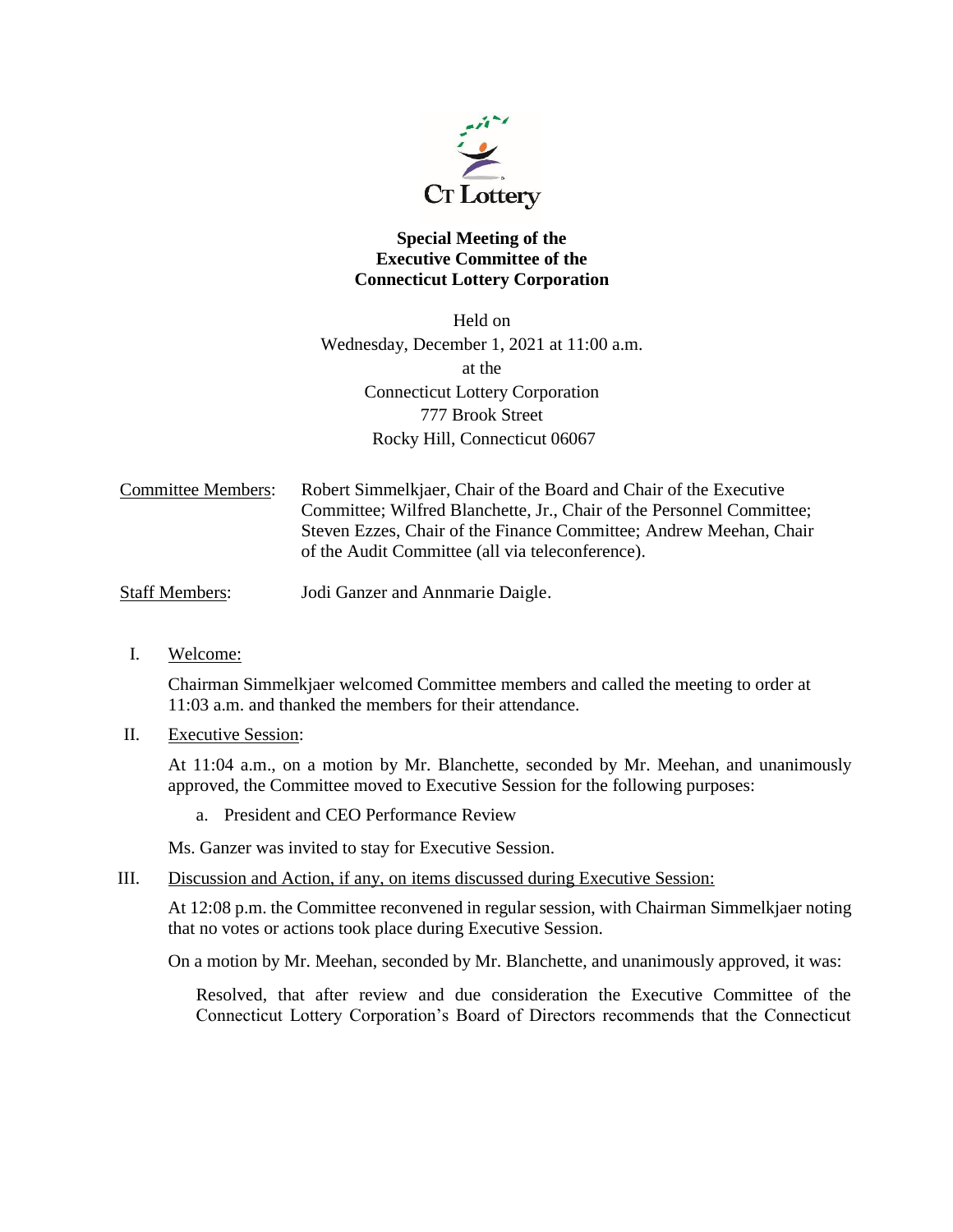# Special Meeting of the Executive Committee of the Connecticut Lottery Corporation

Held on
Wednesday, December 1, 2021 at 11:00 a.m.
at the
Connecticut Lottery Corporation
777 Brook Street
Rocky Hill, Connecticut 06067

Committee Members: Robert Simmelkjaer, Chair of the Board and Chair of the Executive Committee; Wilfred Blanchette, Jr., Chair of the Personnel Committee; Steven Ezzes, Chair of the Finance Committee; Andrew Meehan, Chair of the Audit Committee (all via teleconference).

Staff Members: Jodi Ganzer and Annmarie Daigle.

I. Welcome:

Chairman Simmelkjaer welcomed Committee members and called the meeting to order at 11:03 a.m. and thanked the members for their attendance.

II. Executive Session:

At 11:04 a.m., on a motion by Mr. Blanchette, seconded by Mr. Meehan, and unanimously approved, the Committee moved to Executive Session for the following purposes:

a. President and CEO Performance Review

Ms. Ganzer was invited to stay for Executive Session.

III. Discussion and Action, if any, on items discussed during Executive Session:

At 12:08 p.m. the Committee reconvened in regular session, with Chairman Simmelkjaer noting that no votes or actions took place during Executive Session.

On a motion by Mr. Meehan, seconded by Mr. Blanchette, and unanimously approved, it was:

Resolved, that after review and due consideration the Executive Committee of the Connecticut Lottery Corporation's Board of Directors recommends that the Connecticut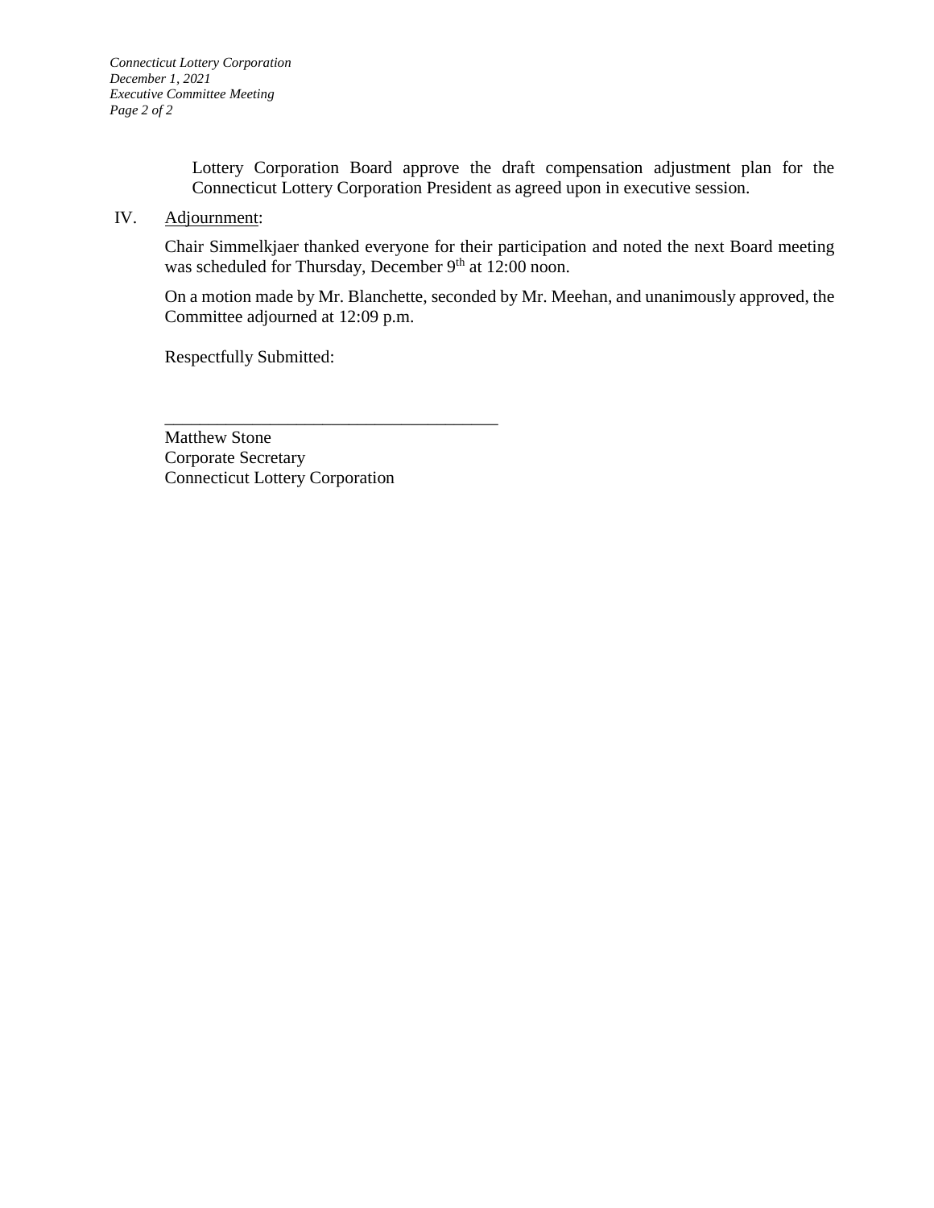Lottery Corporation Board approve the draft compensation adjustment plan for the Connecticut Lottery Corporation President as agreed upon in executive session.

IV. Adjournment:

Chair Simmelkjaer thanked everyone for their participation and noted the next Board meeting was scheduled for Thursday, December 9th at 12:00 noon.

On a motion made by Mr. Blanchette, seconded by Mr. Meehan, and unanimously approved, the Committee adjourned at 12:09 p.m.

Respectfully Submitted:

______________________________________

Matthew Stone
Corporate Secretary
Connecticut Lottery Corporation